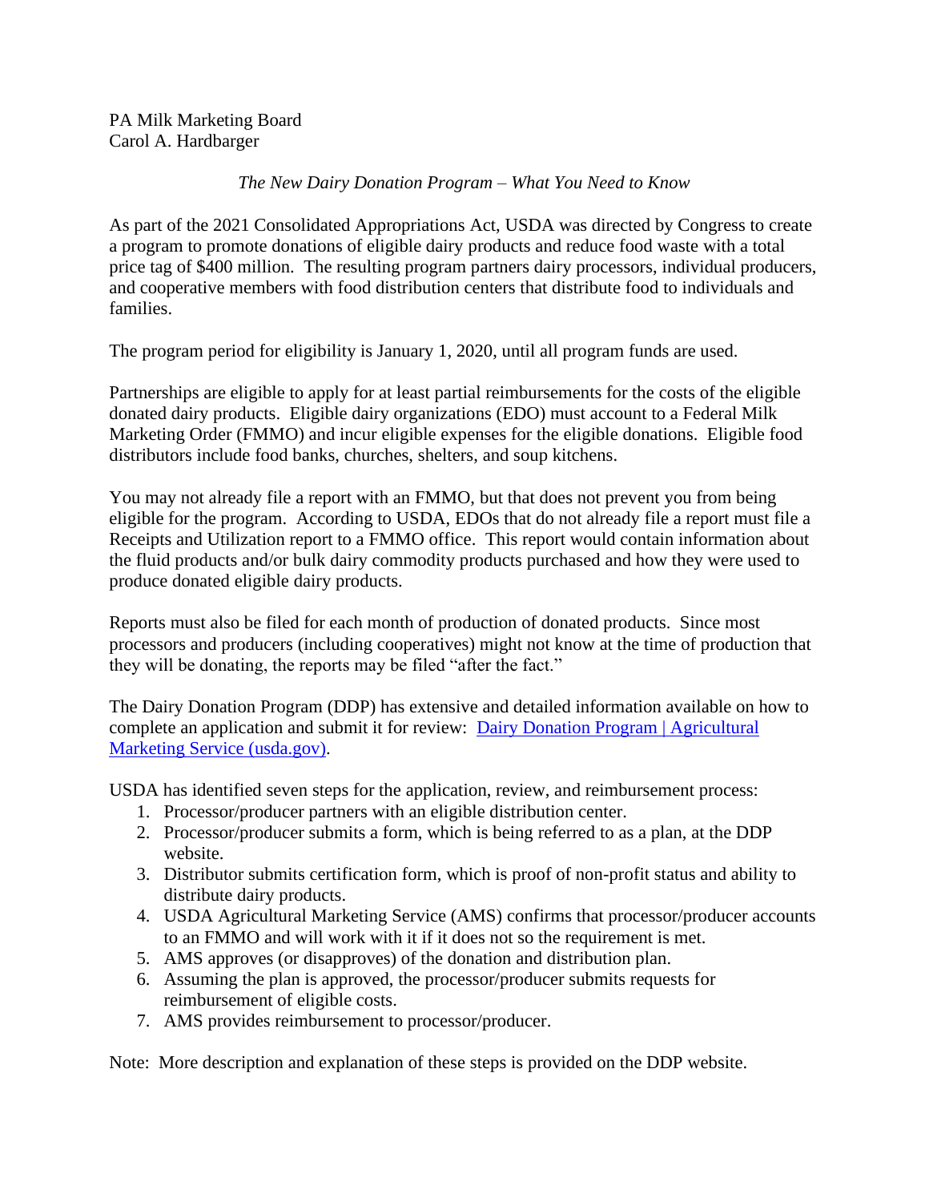PA Milk Marketing Board
Carol A. Hardbarger

*The New Dairy Donation Program – What You Need to Know*

As part of the 2021 Consolidated Appropriations Act, USDA was directed by Congress to create a program to promote donations of eligible dairy products and reduce food waste with a total price tag of $400 million. The resulting program partners dairy processors, individual producers, and cooperative members with food distribution centers that distribute food to individuals and families.

The program period for eligibility is January 1, 2020, until all program funds are used.

Partnerships are eligible to apply for at least partial reimbursements for the costs of the eligible donated dairy products. Eligible dairy organizations (EDO) must account to a Federal Milk Marketing Order (FMMO) and incur eligible expenses for the eligible donations. Eligible food distributors include food banks, churches, shelters, and soup kitchens.

You may not already file a report with an FMMO, but that does not prevent you from being eligible for the program. According to USDA, EDOs that do not already file a report must file a Receipts and Utilization report to a FMMO office. This report would contain information about the fluid products and/or bulk dairy commodity products purchased and how they were used to produce donated eligible dairy products.

Reports must also be filed for each month of production of donated products. Since most processors and producers (including cooperatives) might not know at the time of production that they will be donating, the reports may be filed "after the fact."

The Dairy Donation Program (DDP) has extensive and detailed information available on how to complete an application and submit it for review: [Dairy Donation Program | Agricultural Marketing Service (usda.gov)](https://www.ams.usda.gov/).

USDA has identified seven steps for the application, review, and reimbursement process:

1. Processor/producer partners with an eligible distribution center.
2. Processor/producer submits a form, which is being referred to as a plan, at the DDP website.
3. Distributor submits certification form, which is proof of non-profit status and ability to distribute dairy products.
4. USDA Agricultural Marketing Service (AMS) confirms that processor/producer accounts to an FMMO and will work with it if it does not so the requirement is met.
5. AMS approves (or disapproves) of the donation and distribution plan.
6. Assuming the plan is approved, the processor/producer submits requests for reimbursement of eligible costs.
7. AMS provides reimbursement to processor/producer.

Note: More description and explanation of these steps is provided on the DDP website.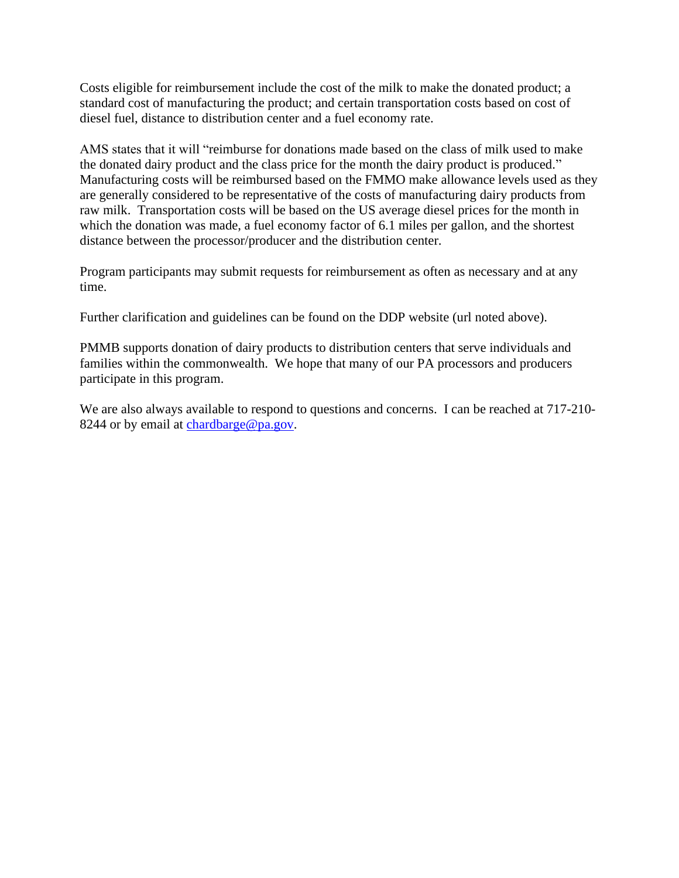Costs eligible for reimbursement include the cost of the milk to make the donated product; a standard cost of manufacturing the product; and certain transportation costs based on cost of diesel fuel, distance to distribution center and a fuel economy rate.

AMS states that it will "reimburse for donations made based on the class of milk used to make the donated dairy product and the class price for the month the dairy product is produced." Manufacturing costs will be reimbursed based on the FMMO make allowance levels used as they are generally considered to be representative of the costs of manufacturing dairy products from raw milk. Transportation costs will be based on the US average diesel prices for the month in which the donation was made, a fuel economy factor of 6.1 miles per gallon, and the shortest distance between the processor/producer and the distribution center.

Program participants may submit requests for reimbursement as often as necessary and at any time.

Further clarification and guidelines can be found on the DDP website (url noted above).

PMMB supports donation of dairy products to distribution centers that serve individuals and families within the commonwealth. We hope that many of our PA processors and producers participate in this program.

We are also always available to respond to questions and concerns. I can be reached at 717-210-8244 or by email at [chardbarge@pa.gov](mailto:chardbarge@pa.gov).